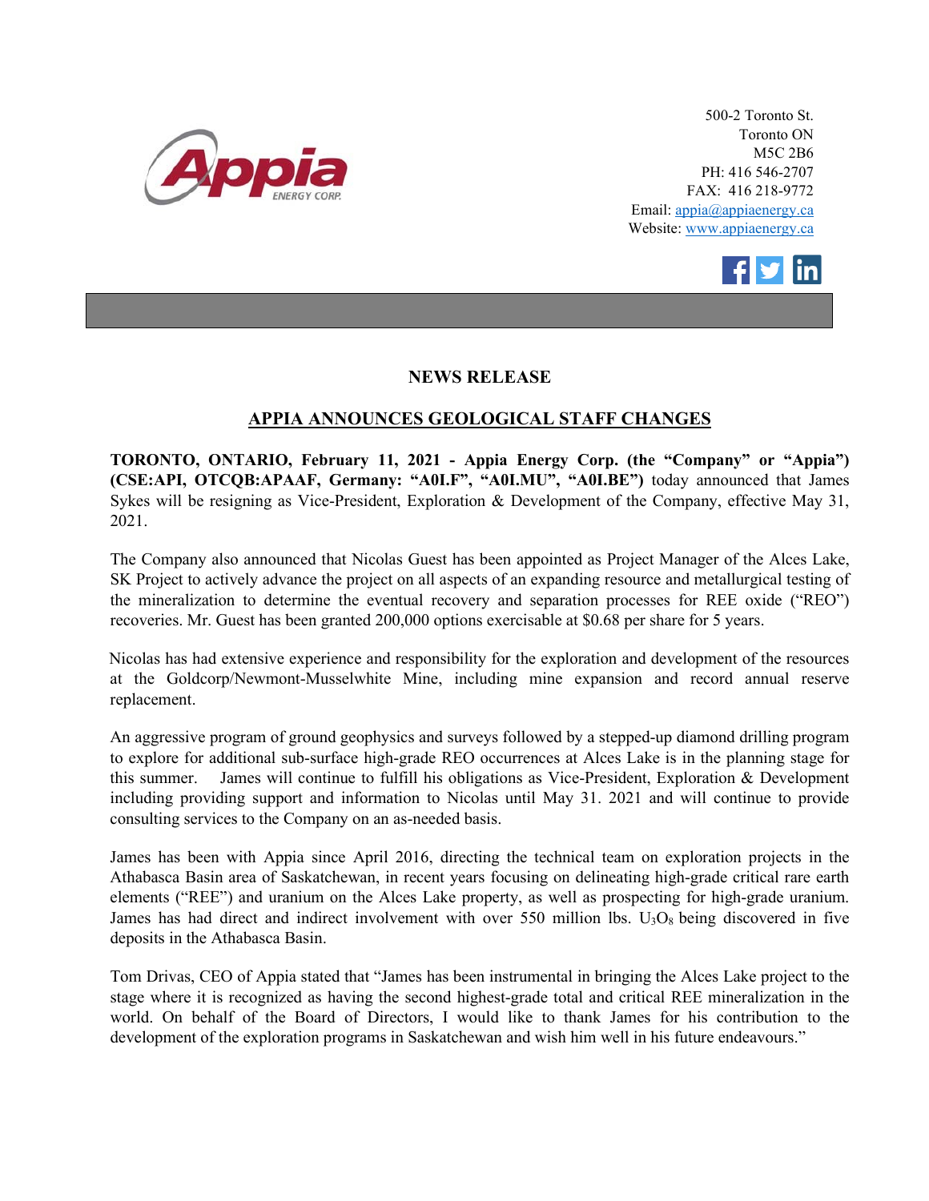500-2 Toronto St.
Toronto ON
M5C 2B6
PH: 416 546-2707
FAX: 416 218-9772
Email: appia@appiaenergy.ca
Website: www.appiaenergy.ca

## NEWS RELEASE

## APPIA ANNOUNCES GEOLOGICAL STAFF CHANGES

**TORONTO, ONTARIO, February 11, 2021 - Appia Energy Corp. (the "Company" or "Appia") (CSE:API, OTCQB:APAAF, Germany: "A0I.F", "A0I.MU", "A0I.BE")** today announced that James Sykes will be resigning as Vice-President, Exploration & Development of the Company, effective May 31, 2021.

The Company also announced that Nicolas Guest has been appointed as Project Manager of the Alces Lake, SK Project to actively advance the project on all aspects of an expanding resource and metallurgical testing of the mineralization to determine the eventual recovery and separation processes for REE oxide ("REO") recoveries. Mr. Guest has been granted 200,000 options exercisable at $0.68 per share for 5 years.

Nicolas has had extensive experience and responsibility for the exploration and development of the resources at the Goldcorp/Newmont-Musselwhite Mine, including mine expansion and record annual reserve replacement.

An aggressive program of ground geophysics and surveys followed by a stepped-up diamond drilling program to explore for additional sub-surface high-grade REO occurrences at Alces Lake is in the planning stage for this summer. James will continue to fulfill his obligations as Vice-President, Exploration & Development including providing support and information to Nicolas until May 31. 2021 and will continue to provide consulting services to the Company on an as-needed basis.

James has been with Appia since April 2016, directing the technical team on exploration projects in the Athabasca Basin area of Saskatchewan, in recent years focusing on delineating high-grade critical rare earth elements ("REE") and uranium on the Alces Lake property, as well as prospecting for high-grade uranium. James has had direct and indirect involvement with over 550 million lbs. $U_3O_8$ being discovered in five deposits in the Athabasca Basin.

Tom Drivas, CEO of Appia stated that "James has been instrumental in bringing the Alces Lake project to the stage where it is recognized as having the second highest-grade total and critical REE mineralization in the world. On behalf of the Board of Directors, I would like to thank James for his contribution to the development of the exploration programs in Saskatchewan and wish him well in his future endeavours."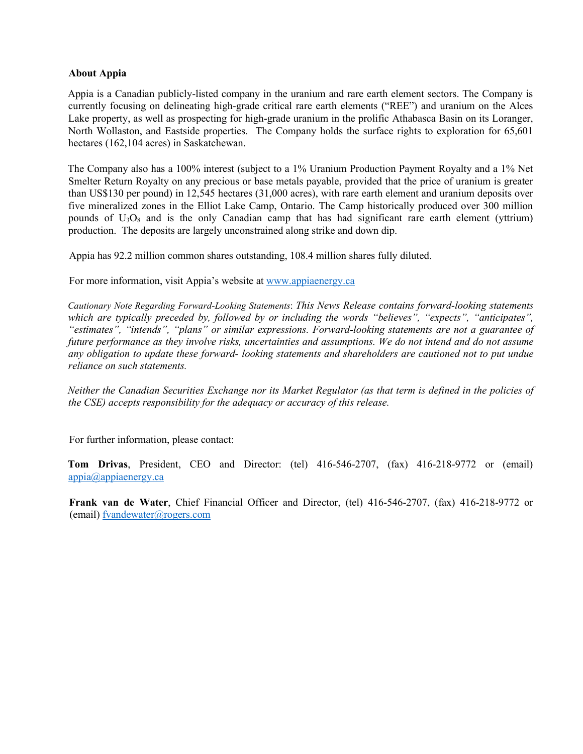**About Appia**

Appia is a Canadian publicly-listed company in the uranium and rare earth element sectors. The Company is currently focusing on delineating high-grade critical rare earth elements ("REE") and uranium on the Alces Lake property, as well as prospecting for high-grade uranium in the prolific Athabasca Basin on its Loranger, North Wollaston, and Eastside properties. The Company holds the surface rights to exploration for 65,601 hectares (162,104 acres) in Saskatchewan.

The Company also has a 100% interest (subject to a 1% Uranium Production Payment Royalty and a 1% Net Smelter Return Royalty on any precious or base metals payable, provided that the price of uranium is greater than US$130 per pound) in 12,545 hectares (31,000 acres), with rare earth element and uranium deposits over five mineralized zones in the Elliot Lake Camp, Ontario. The Camp historically produced over 300 million pounds of $U_3O_8$ and is the only Canadian camp that has had significant rare earth element (yttrium) production. The deposits are largely unconstrained along strike and down dip.

Appia has 92.2 million common shares outstanding, 108.4 million shares fully diluted.

For more information, visit Appia's website at www.appiaenergy.ca

*Cautionary Note Regarding Forward-Looking Statements: This News Release contains forward-looking statements which are typically preceded by, followed by or including the words "believes", "expects", "anticipates", "estimates", "intends", "plans" or similar expressions. Forward-looking statements are not a guarantee of future performance as they involve risks, uncertainties and assumptions. We do not intend and do not assume any obligation to update these forward- looking statements and shareholders are cautioned not to put undue reliance on such statements.*

*Neither the Canadian Securities Exchange nor its Market Regulator (as that term is defined in the policies of the CSE) accepts responsibility for the adequacy or accuracy of this release.*

For further information, please contact:

**Tom Drivas**, President, CEO and Director: (tel) 416-546-2707, (fax) 416-218-9772 or (email) appia@appiaenergy.ca

**Frank van de Water**, Chief Financial Officer and Director, (tel) 416-546-2707, (fax) 416-218-9772 or (email) fvandewater@rogers.com